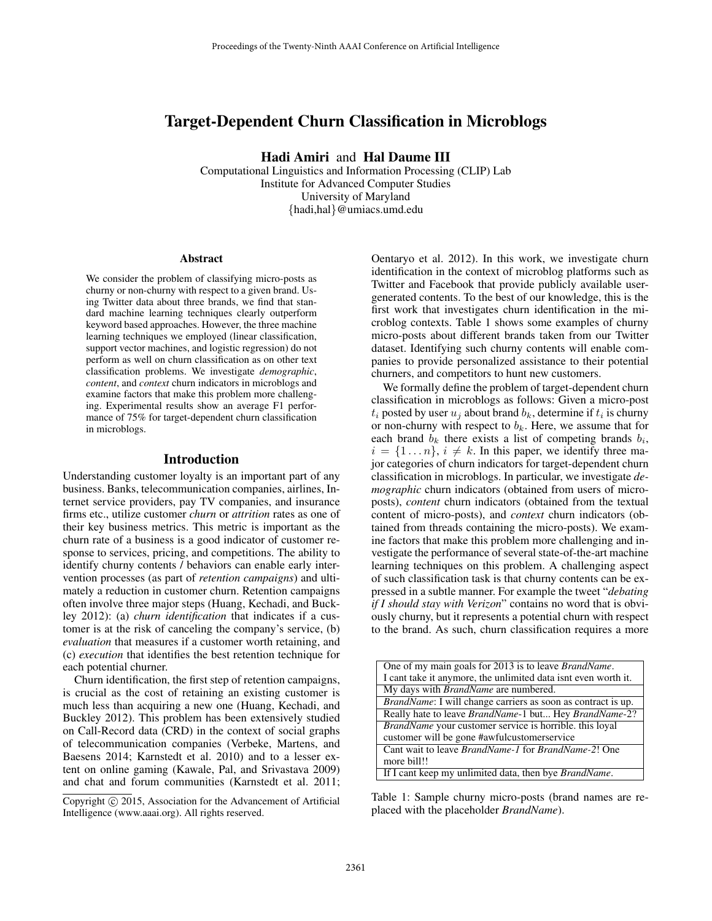# Target-Dependent Churn Classification in Microblogs

**Hadi Amiri** and **Hal Daume III**

Computational Linguistics and Information Processing (CLIP) Lab
Institute for Advanced Computer Studies
University of Maryland
{hadi,hal}@umiacs.umd.edu

### Abstract

We consider the problem of classifying micro-posts as churny or non-churny with respect to a given brand. Using Twitter data about three brands, we find that standard machine learning techniques clearly outperform keyword based approaches. However, the three machine learning techniques we employed (linear classification, support vector machines, and logistic regression) do not perform as well on churn classification as on other text classification problems. We investigate *demographic*, *content*, and *context* churn indicators in microblogs and examine factors that make this problem more challenging. Experimental results show an average F1 performance of 75% for target-dependent churn classification in microblogs.

## Introduction

Understanding customer loyalty is an important part of any business. Banks, telecommunication companies, airlines, Internet service providers, pay TV companies, and insurance firms etc., utilize customer *churn* or *attrition* rates as one of their key business metrics. This metric is important as the churn rate of a business is a good indicator of customer response to services, pricing, and competitions. The ability to identify churny contents / behaviors can enable early intervention processes (as part of *retention campaigns*) and ultimately a reduction in customer churn. Retention campaigns often involve three major steps (Huang, Kechadi, and Buckley 2012): (a) *churn identification* that indicates if a customer is at the risk of canceling the company's service, (b) *evaluation* that measures if a customer worth retaining, and (c) *execution* that identifies the best retention technique for each potential churner.

Churn identification, the first step of retention campaigns, is crucial as the cost of retaining an existing customer is much less than acquiring a new one (Huang, Kechadi, and Buckley 2012). This problem has been extensively studied on Call-Record data (CRD) in the context of social graphs of telecommunication companies (Verbeke, Martens, and Baesens 2014; Karnstedt et al. 2010) and to a lesser extent on online gaming (Kawale, Pal, and Srivastava 2009) and chat and forum communities (Karnstedt et al. 2011; Oentaryo et al. 2012). In this work, we investigate churn identification in the context of microblog platforms such as Twitter and Facebook that provide publicly available user-generated contents. To the best of our knowledge, this is the first work that investigates churn identification in the microblog contexts. Table 1 shows some examples of churny micro-posts about different brands taken from our Twitter dataset. Identifying such churny contents will enable companies to provide personalized assistance to their potential churners, and competitors to hunt new customers.

We formally define the problem of target-dependent churn classification in microblogs as follows: Given a micro-post $t_i$ posted by user $u_j$ about brand $b_k$, determine if $t_i$ is churny or non-churny with respect to $b_k$. Here, we assume that for each brand $b_k$ there exists a list of competing brands $b_i$, $i = \{1 \dots n\}$, $i \neq k$. In this paper, we identify three major categories of churn indicators for target-dependent churn classification in microblogs. In particular, we investigate *demographic* churn indicators (obtained from users of micro-posts), *content* churn indicators (obtained from the textual content of micro-posts), and *context* churn indicators (obtained from threads containing the micro-posts). We examine factors that make this problem more challenging and investigate the performance of several state-of-the-art machine learning techniques on this problem. A challenging aspect of such classification task is that churny contents can be expressed in a subtle manner. For example the tweet "*debating if I should stay with Verizon*" contains no word that is obviously churny, but it represents a potential churn with respect to the brand. As such, churn classification requires a more

| |
|---|
| One of my main goals for 2013 is to leave *BrandName*. I cant take it anymore, the unlimited data isnt even worth it. |
| My days with *BrandName* are numbered. |
| *BrandName*: I will change carriers as soon as contract is up. |
| Really hate to leave *BrandName*-1 but... Hey *BrandName*-2? |
| *BrandName* your customer service is horrible. this loyal customer will be gone #awfulcustomerservice |
| Cant wait to leave *BrandName-1* for *BrandName-2*! One more bill!! |
| If I cant keep my unlimited data, then bye *BrandName*. |

Table 1: Sample churny micro-posts (brand names are replaced with the placeholder *BrandName*).

Copyright © 2015, Association for the Advancement of Artificial Intelligence (www.aaai.org). All rights reserved.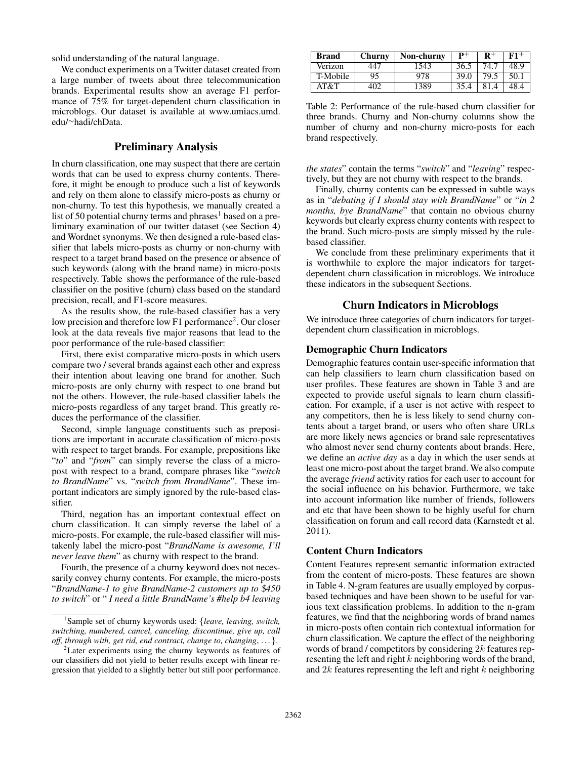solid understanding of the natural language.

We conduct experiments on a Twitter dataset created from a large number of tweets about three telecommunication brands. Experimental results show an average F1 performance of 75% for target-dependent churn classification in microblogs. Our dataset is available at www.umiacs.umd.edu/~hadi/chData.

## Preliminary Analysis

In churn classification, one may suspect that there are certain words that can be used to express churny contents. Therefore, it might be enough to produce such a list of keywords and rely on them alone to classify micro-posts as churny or non-churny. To test this hypothesis, we manually created a list of 50 potential churny terms and phrases[1] based on a preliminary examination of our twitter dataset (see Section 4) and Wordnet synonyms. We then designed a rule-based classifier that labels micro-posts as churny or non-churny with respect to a target brand based on the presence or absence of such keywords (along with the brand name) in micro-posts respectively. Table shows the performance of the rule-based classifier on the positive (churn) class based on the standard precision, recall, and F1-score measures.

As the results show, the rule-based classifier has a very low precision and therefore low F1 performance[2]. Our closer look at the data reveals five major reasons that lead to the poor performance of the rule-based classifier:

First, there exist comparative micro-posts in which users compare two / several brands against each other and express their intention about leaving one brand for another. Such micro-posts are only churny with respect to one brand but not the others. However, the rule-based classifier labels the micro-posts regardless of any target brand. This greatly reduces the performance of the classifier.

Second, simple language constituents such as prepositions are important in accurate classification of micro-posts with respect to target brands. For example, prepositions like "*to*" and "*from*" can simply reverse the class of a micro-post with respect to a brand, compare phrases like "*switch to BrandName*" vs. "*switch from BrandName*". These important indicators are simply ignored by the rule-based classifier.

Third, negation has an important contextual effect on churn classification. It can simply reverse the label of a micro-posts. For example, the rule-based classifier will mistakenly label the micro-post "*BrandName is awesome, I'll never leave them*" as churny with respect to the brand.

Fourth, the presence of a churny keyword does not necessarily convey churny contents. For example, the micro-posts "*BrandName-1 to give BrandName-2 customers up to $450 to switch*" or " *I need a little BrandName's #help b4 leaving the states*" contain the terms "*switch*" and "*leaving*" respectively, but they are not churny with respect to the brands.

Finally, churny contents can be expressed in subtle ways as in "*debating if I should stay with BrandName*" or "*in 2 months, bye BrandName*" that contain no obvious churny keywords but clearly express churny contents with respect to the brand. Such micro-posts are simply missed by the rule-based classifier.

We conclude from these preliminary experiments that it is worthwhile to explore the major indicators for target-dependent churn classification in microblogs. We introduce these indicators in the subsequent Sections.

[1] Sample set of churny keywords used: {*leave, leaving, switch, switching, numbered, cancel, canceling, discontinue, give up, call off, through with, get rid, end contract, change to, changing*, ...}.

[2] Later experiments using the churny keywords as features of our classifiers did not yield to better results except with linear regression that yielded to a slightly better but still poor performance.

| Brand | Churny | Non-churny | $P^+$ | $R^+$ | $F1^+$ |
|---|---|---|---|---|---|
| Verizon | 447 | 1543 | 36.5 | 74.7 | 48.9 |
| T-Mobile | 95 | 978 | 39.0 | 79.5 | 50.1 |
| AT&T | 402 | 1389 | 35.4 | 81.4 | 48.4 |

Table 2: Performance of the rule-based churn classifier for three brands. Churny and Non-churny columns show the number of churny and non-churny micro-posts for each brand respectively.

## Churn Indicators in Microblogs

We introduce three categories of churn indicators for target-dependent churn classification in microblogs.

### Demographic Churn Indicators

Demographic features contain user-specific information that can help classifiers to learn churn classification based on user profiles. These features are shown in Table 3 and are expected to provide useful signals to learn churn classification. For example, if a user is not active with respect to any competitors, then he is less likely to send churny contents about a target brand, or users who often share URLs are more likely news agencies or brand sale representatives who almost never send churny contents about brands. Here, we define an *active day* as a day in which the user sends at least one micro-post about the target brand. We also compute the average *friend* activity ratios for each user to account for the social influence on his behavior. Furthermore, we take into account information like number of friends, followers and etc that have been shown to be highly useful for churn classification on forum and call record data (Karnstedt et al. 2011).

### Content Churn Indicators

Content Features represent semantic information extracted from the content of micro-posts. These features are shown in Table 4. N-gram features are usually employed by corpus-based techniques and have been shown to be useful for various text classification problems. In addition to the n-gram features, we find that the neighboring words of brand names in micro-posts often contain rich contextual information for churn classification. We capture the effect of the neighboring words of brand / competitors by considering $2k$ features representing the left and right $k$ neighboring words of the brand, and $2k$ features representing the left and right $k$ neighboring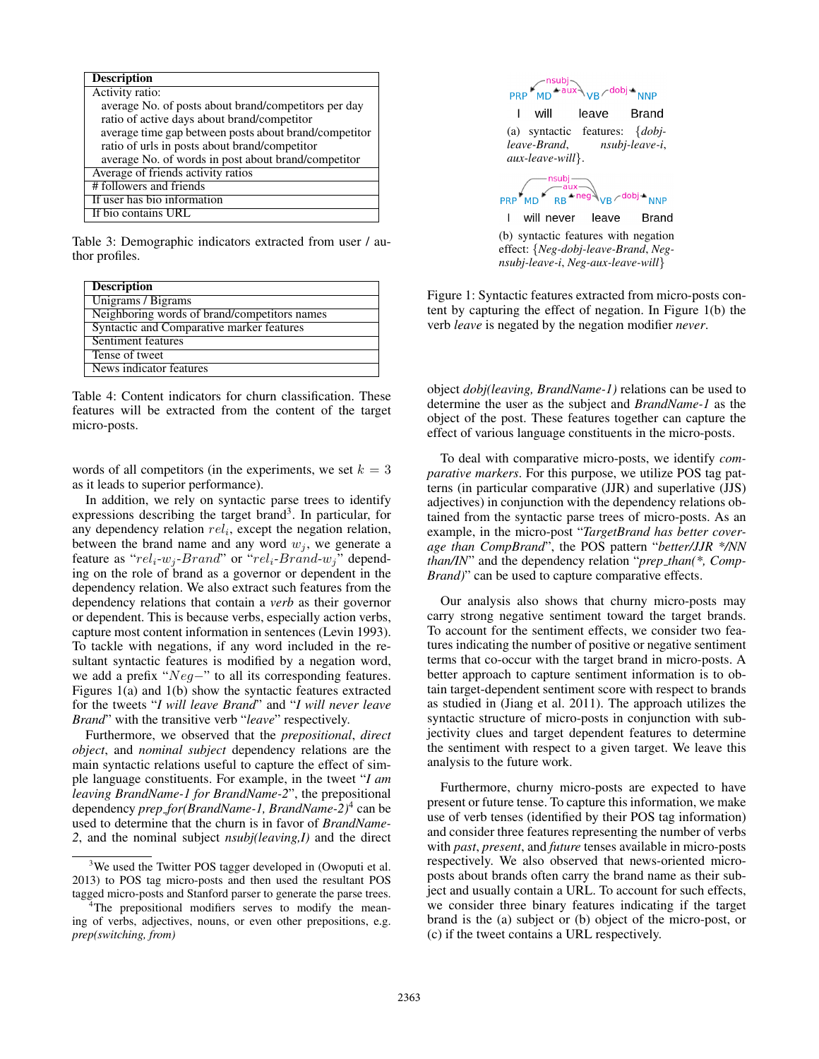| Description |
|---|
| Activity ratio: |
| average No. of posts about brand/competitors per day |
| ratio of active days about brand/competitor |
| average time gap between posts about brand/competitor |
| ratio of urls in posts about brand/competitor |
| average No. of words in post about brand/competitor |
| Average of friends activity ratios |
| # followers and friends |
| If user has bio information |
| If bio contains URL |

Table 3: Demographic indicators extracted from user / author profiles.

| Description |
|---|
| Unigrams / Bigrams |
| Neighboring words of brand/competitors names |
| Syntactic and Comparative marker features |
| Sentiment features |
| Tense of tweet |
| News indicator features |

Table 4: Content indicators for churn classification. These features will be extracted from the content of the target micro-posts.

words of all competitors (in the experiments, we set $k = 3$ as it leads to superior performance).

In addition, we rely on syntactic parse trees to identify expressions describing the target brand[3]. In particular, for any dependency relation $rel_i$, except the negation relation, between the brand name and any word $w_j$, we generate a feature as "$rel_i$-$w_j$-$Brand$" or "$rel_i$-$Brand$-$w_j$" depending on the role of brand as a governor or dependent in the dependency relation. We also extract such features from the dependency relations that contain a *verb* as their governor or dependent. This is because verbs, especially action verbs, capture most content information in sentences (Levin 1993). To tackle with negations, if any word included in the resultant syntactic features is modified by a negation word, we add a prefix "$Neg-$" to all its corresponding features. Figures 1(a) and 1(b) show the syntactic features extracted for the tweets "*I will leave Brand*" and "*I will never leave Brand*" with the transitive verb "*leave*" respectively.

Furthermore, we observed that the *prepositional*, *direct object*, and *nominal subject* dependency relations are the main syntactic relations useful to capture the effect of simple language constituents. For example, in the tweet "*I am leaving BrandName-1 for BrandName-2*", the prepositional dependency *prep_for(BrandName-1, BrandName-2)*[4] can be used to determine that the churn is in favor of *BrandName-2*, and the nominal subject *nsubj(leaving,I)* and the direct object *dobj(leaving, BrandName-1)* relations can be used to determine the user as the subject and *BrandName-1* as the object of the post. These features together can capture the effect of various language constituents in the micro-posts.

(a) syntactic features: {*dobj-leave-Brand*, *nsubj-leave-i*, *aux-leave-will*}.

(b) syntactic features with negation effect: {*Neg-dobj-leave-Brand*, *Neg-nsubj-leave-i*, *Neg-aux-leave-will*}

Figure 1: Syntactic features extracted from micro-posts content by capturing the effect of negation. In Figure 1(b) the verb *leave* is negated by the negation modifier *never*.

To deal with comparative micro-posts, we identify *comparative markers*. For this purpose, we utilize POS tag patterns (in particular comparative (JJR) and superlative (JJS) adjectives) in conjunction with the dependency relations obtained from the syntactic parse trees of micro-posts. As an example, in the micro-post "*TargetBrand has better coverage than CompBrand*", the POS pattern "*better/JJR */NN than/IN*" and the dependency relation "*prep_than(*, CompBrand)*" can be used to capture comparative effects.

Our analysis also shows that churny micro-posts may carry strong negative sentiment toward the target brands. To account for the sentiment effects, we consider two features indicating the number of positive or negative sentiment terms that co-occur with the target brand in micro-posts. A better approach to capture sentiment information is to obtain target-dependent sentiment score with respect to brands as studied in (Jiang et al. 2011). The approach utilizes the syntactic structure of micro-posts in conjunction with subjectivity clues and target dependent features to determine the sentiment with respect to a given target. We leave this analysis to the future work.

Furthermore, churny micro-posts are expected to have present or future tense. To capture this information, we make use of verb tenses (identified by their POS tag information) and consider three features representing the number of verbs with *past*, *present*, and *future* tenses available in micro-posts respectively. We also observed that news-oriented micro-posts about brands often carry the brand name as their subject and usually contain a URL. To account for such effects, we consider three binary features indicating if the target brand is the (a) subject or (b) object of the micro-post, or (c) if the tweet contains a URL respectively.

[3] We used the Twitter POS tagger developed in (Owoputi et al. 2013) to POS tag micro-posts and then used the resultant POS tagged micro-posts and Stanford parser to generate the parse trees.

[4] The prepositional modifiers serves to modify the meaning of verbs, adjectives, nouns, or even other prepositions, e.g. *prep(switching, from)*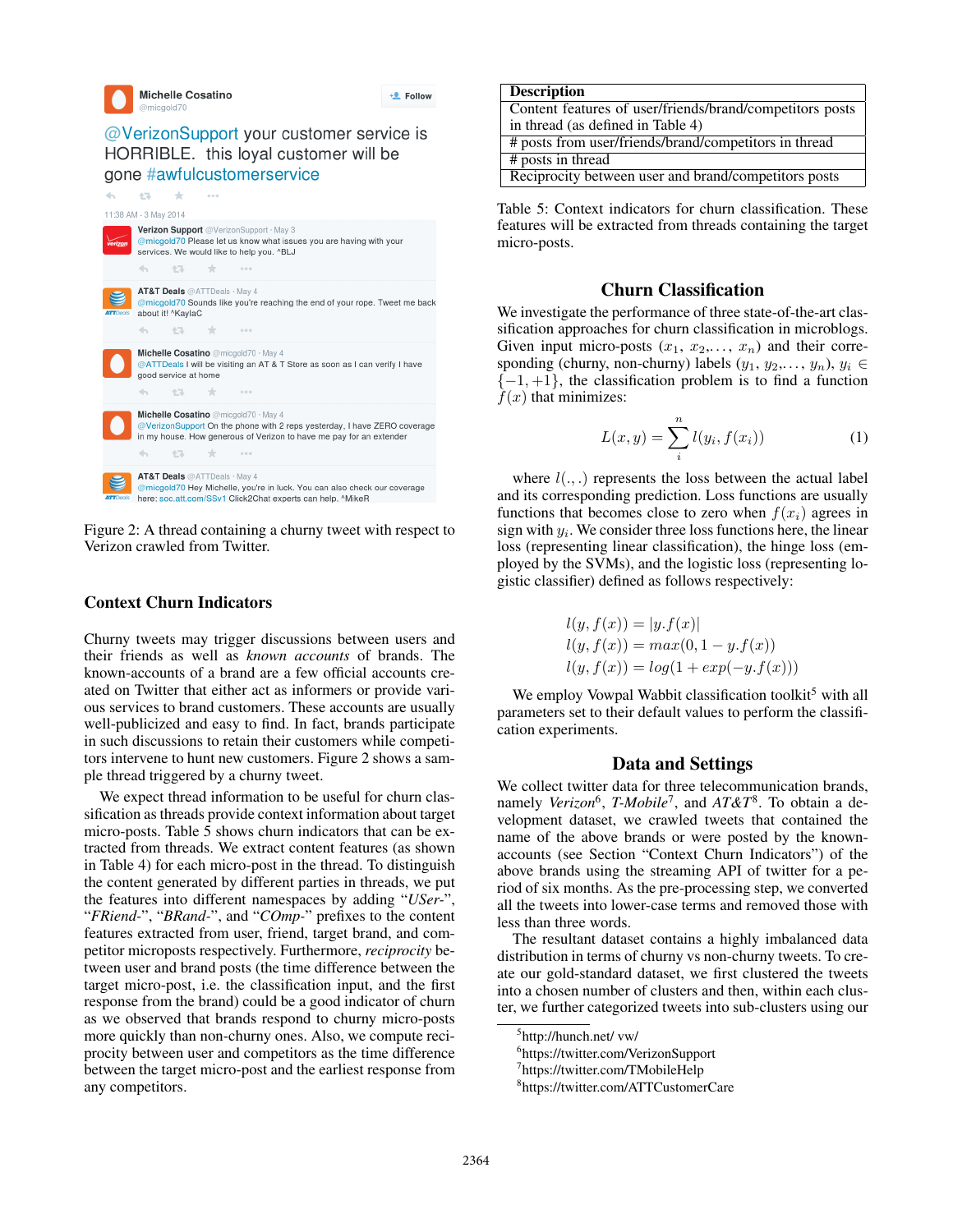Figure 2: A thread containing a churny tweet with respect to Verizon crawled from Twitter.

## Context Churn Indicators

Churny tweets may trigger discussions between users and their friends as well as *known accounts* of brands. The known-accounts of a brand are a few official accounts created on Twitter that either act as informers or provide various services to brand customers. These accounts are usually well-publicized and easy to find. In fact, brands participate in such discussions to retain their customers while competitors intervene to hunt new customers. Figure 2 shows a sample thread triggered by a churny tweet.

We expect thread information to be useful for churn classification as threads provide context information about target micro-posts. Table 5 shows churn indicators that can be extracted from threads. We extract content features (as shown in Table 4) for each micro-post in the thread. To distinguish the content generated by different parties in threads, we put the features into different namespaces by adding "*USer-*", "*FRiend-*", "*BRand-*", and "*COmp-*" prefixes to the content features extracted from user, friend, target brand, and competitor microposts respectively. Furthermore, *reciprocity* between user and brand posts (the time difference between the target micro-post, i.e. the classification input, and the first response from the brand) could be a good indicator of churn as we observed that brands respond to churny micro-posts more quickly than non-churny ones. Also, we compute reciprocity between user and competitors as the time difference between the target micro-post and the earliest response from any competitors.

| Description |
|---|
| Content features of user/friends/brand/competitors posts in thread (as defined in Table 4) |
| # posts from user/friends/brand/competitors in thread |
| # posts in thread |
| Reciprocity between user and brand/competitors posts |

Table 5: Context indicators for churn classification. These features will be extracted from threads containing the target micro-posts.

## Churn Classification

We investigate the performance of three state-of-the-art classification approaches for churn classification in microblogs. Given input micro-posts ($x_1$, $x_2$,..., $x_n$) and their corresponding (churny, non-churny) labels ($y_1$, $y_2$,..., $y_n$), $y_i \in \{-1, +1\}$, the classification problem is to find a function $f(x)$ that minimizes:

$$L(x, y) = \sum_{i}^{n} l(y_i, f(x_i)) \tag{1}$$

where $l(.,.)$ represents the loss between the actual label and its corresponding prediction. Loss functions are usually functions that becomes close to zero when $f(x_i)$ agrees in sign with $y_i$. We consider three loss functions here, the linear loss (representing linear classification), the hinge loss (employed by the SVMs), and the logistic loss (representing logistic classifier) defined as follows respectively:

$$l(y, f(x)) = |y.f(x)|$$
$$l(y, f(x)) = max(0, 1 - y.f(x))$$
$$l(y, f(x)) = log(1 + exp(-y.f(x)))$$

We employ Vowpal Wabbit classification toolkit[5] with all parameters set to their default values to perform the classification experiments.

## Data and Settings

We collect twitter data for three telecommunication brands, namely *Verizon*[6], *T-Mobile*[7], and *AT&T*[8]. To obtain a development dataset, we crawled tweets that contained the name of the above brands or were posted by the known-accounts (see Section "Context Churn Indicators") of the above brands using the streaming API of twitter for a period of six months. As the pre-processing step, we converted all the tweets into lower-case terms and removed those with less than three words.

The resultant dataset contains a highly imbalanced data distribution in terms of churny vs non-churny tweets. To create our gold-standard dataset, we first clustered the tweets into a chosen number of clusters and then, within each cluster, we further categorized tweets into sub-clusters using our

[5] http://hunch.net/ vw/
[6] https://twitter.com/VerizonSupport
[7] https://twitter.com/TMobileHelp
[8] https://twitter.com/ATTCustomerCare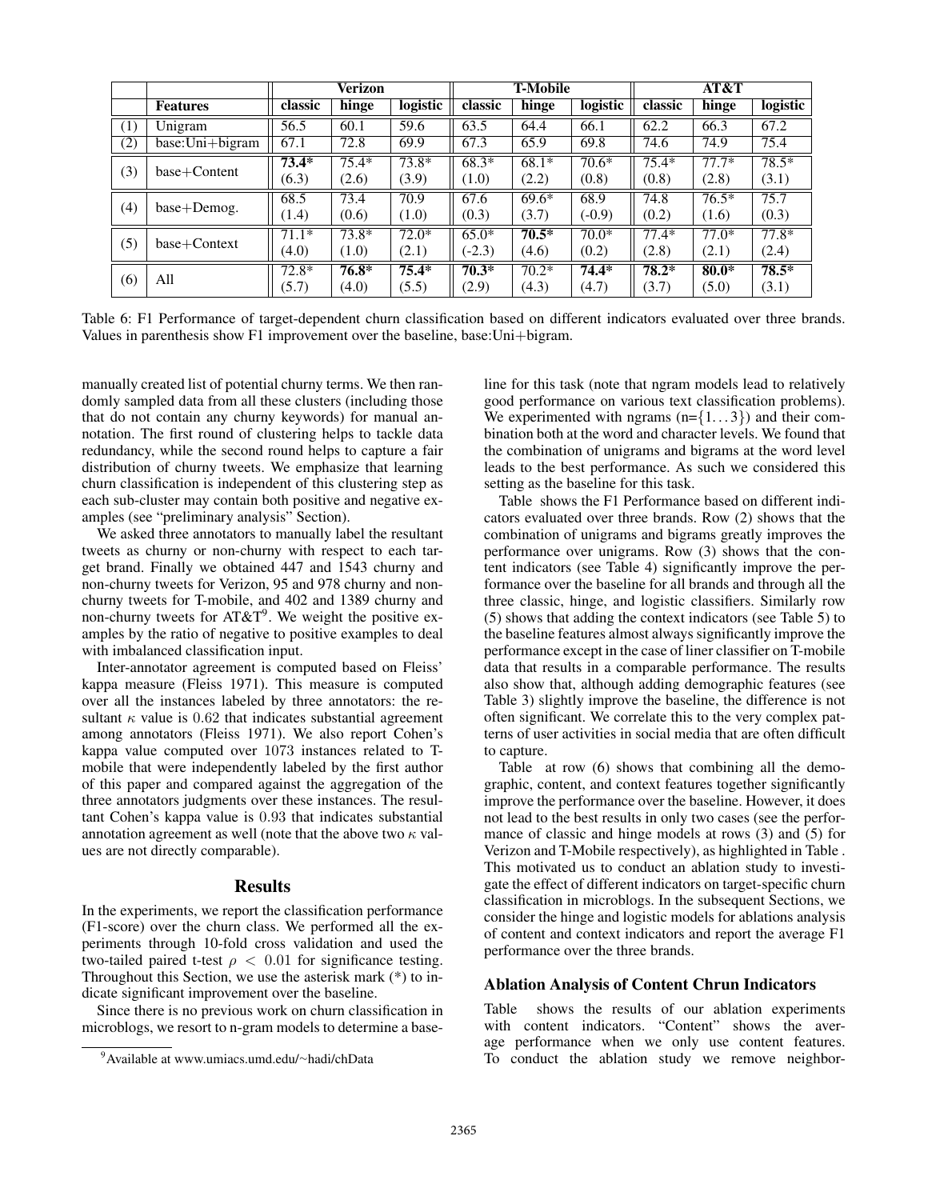| | | Verizon | | | T-Mobile | | | AT&T | | |
|---|---|---|---|---|---|---|---|---|---|---|
| | **Features** | **classic** | **hinge** | **logistic** | **classic** | **hinge** | **logistic** | **classic** | **hinge** | **logistic** |
| (1) | Unigram | 56.5 | 60.1 | 59.6 | 63.5 | 64.4 | 66.1 | 62.2 | 66.3 | 67.2 |
| (2) | base:Uni+bigram | 67.1 | 72.8 | 69.9 | 67.3 | 65.9 | 69.8 | 74.6 | 74.9 | 75.4 |
| (3) | base+Content | **73.4*** (6.3) | 75.4* (2.6) | 73.8* (3.9) | 68.3* (1.0) | 68.1* (2.2) | 70.6* (0.8) | 75.4* (0.8) | 77.7* (2.8) | 78.5* (3.1) |
| (4) | base+Demog. | 68.5 (1.4) | 73.4 (0.6) | 70.9 (1.0) | 67.6 (0.3) | 69.6* (3.7) | 68.9 (-0.9) | 74.8 (0.2) | 76.5* (1.6) | 75.7 (0.3) |
| (5) | base+Context | 71.1* (4.0) | 73.8* (1.0) | 72.0* (2.1) | 65.0* (-2.3) | **70.5*** (4.6) | 70.0* (0.2) | 77.4* (2.8) | 77.0* (2.1) | 77.8* (2.4) |
| (6) | All | 72.8* (5.7) | **76.8*** (4.0) | **75.4*** (5.5) | **70.3*** (2.9) | 70.2* (4.3) | **74.4*** (4.7) | **78.2*** (3.7) | **80.0*** (5.0) | **78.5*** (3.1) |

Table 6: F1 Performance of target-dependent churn classification based on different indicators evaluated over three brands. Values in parenthesis show F1 improvement over the baseline, base:Uni+bigram.

manually created list of potential churny terms. We then randomly sampled data from all these clusters (including those that do not contain any churny keywords) for manual annotation. The first round of clustering helps to tackle data redundancy, while the second round helps to capture a fair distribution of churny tweets. We emphasize that learning churn classification is independent of this clustering step as each sub-cluster may contain both positive and negative examples (see "preliminary analysis" Section).

We asked three annotators to manually label the resultant tweets as churny or non-churny with respect to each target brand. Finally we obtained 447 and 1543 churny and non-churny tweets for Verizon, 95 and 978 churny and non-churny tweets for T-mobile, and 402 and 1389 churny and non-churny tweets for AT&T[9]. We weight the positive examples by the ratio of negative to positive examples to deal with imbalanced classification input.

Inter-annotator agreement is computed based on Fleiss' kappa measure (Fleiss 1971). This measure is computed over all the instances labeled by three annotators: the resultant $\kappa$ value is 0.62 that indicates substantial agreement among annotators (Fleiss 1971). We also report Cohen's kappa value computed over 1073 instances related to T-mobile that were independently labeled by the first author of this paper and compared against the aggregation of the three annotators judgments over these instances. The resultant Cohen's kappa value is 0.93 that indicates substantial annotation agreement as well (note that the above two $\kappa$ values are not directly comparable).

## Results

In the experiments, we report the classification performance (F1-score) over the churn class. We performed all the experiments through 10-fold cross validation and used the two-tailed paired t-test $\rho < 0.01$ for significance testing. Throughout this Section, we use the asterisk mark (*) to indicate significant improvement over the baseline.

Since there is no previous work on churn classification in microblogs, we resort to n-gram models to determine a baseline for this task (note that ngram models lead to relatively good performance on various text classification problems). We experimented with ngrams (n=$\{1\ldots3\}$) and their combination both at the word and character levels. We found that the combination of unigrams and bigrams at the word level leads to the best performance. As such we considered this setting as the baseline for this task.

Table shows the F1 Performance based on different indicators evaluated over three brands. Row (2) shows that the combination of unigrams and bigrams greatly improves the performance over unigrams. Row (3) shows that the content indicators (see Table 4) significantly improve the performance over the baseline for all brands and through all the three classic, hinge, and logistic classifiers. Similarly row (5) shows that adding the context indicators (see Table 5) to the baseline features almost always significantly improve the performance except in the case of liner classifier on T-mobile data that results in a comparable performance. The results also show that, although adding demographic features (see Table 3) slightly improve the baseline, the difference is not often significant. We correlate this to the very complex patterns of user activities in social media that are often difficult to capture.

Table at row (6) shows that combining all the demographic, content, and context features together significantly improve the performance over the baseline. However, it does not lead to the best results in only two cases (see the performance of classic and hinge models at rows (3) and (5) for Verizon and T-Mobile respectively), as highlighted in Table . This motivated us to conduct an ablation study to investigate the effect of different indicators on target-specific churn classification in microblogs. In the subsequent Sections, we consider the hinge and logistic models for ablations analysis of content and context indicators and report the average F1 performance over the three brands.

### Ablation Analysis of Content Chrun Indicators

Table shows the results of our ablation experiments with content indicators. "Content" shows the average performance when we only use content features. To conduct the ablation study we remove neighbor-

[9] Available at www.umiacs.umd.edu/~hadi/chData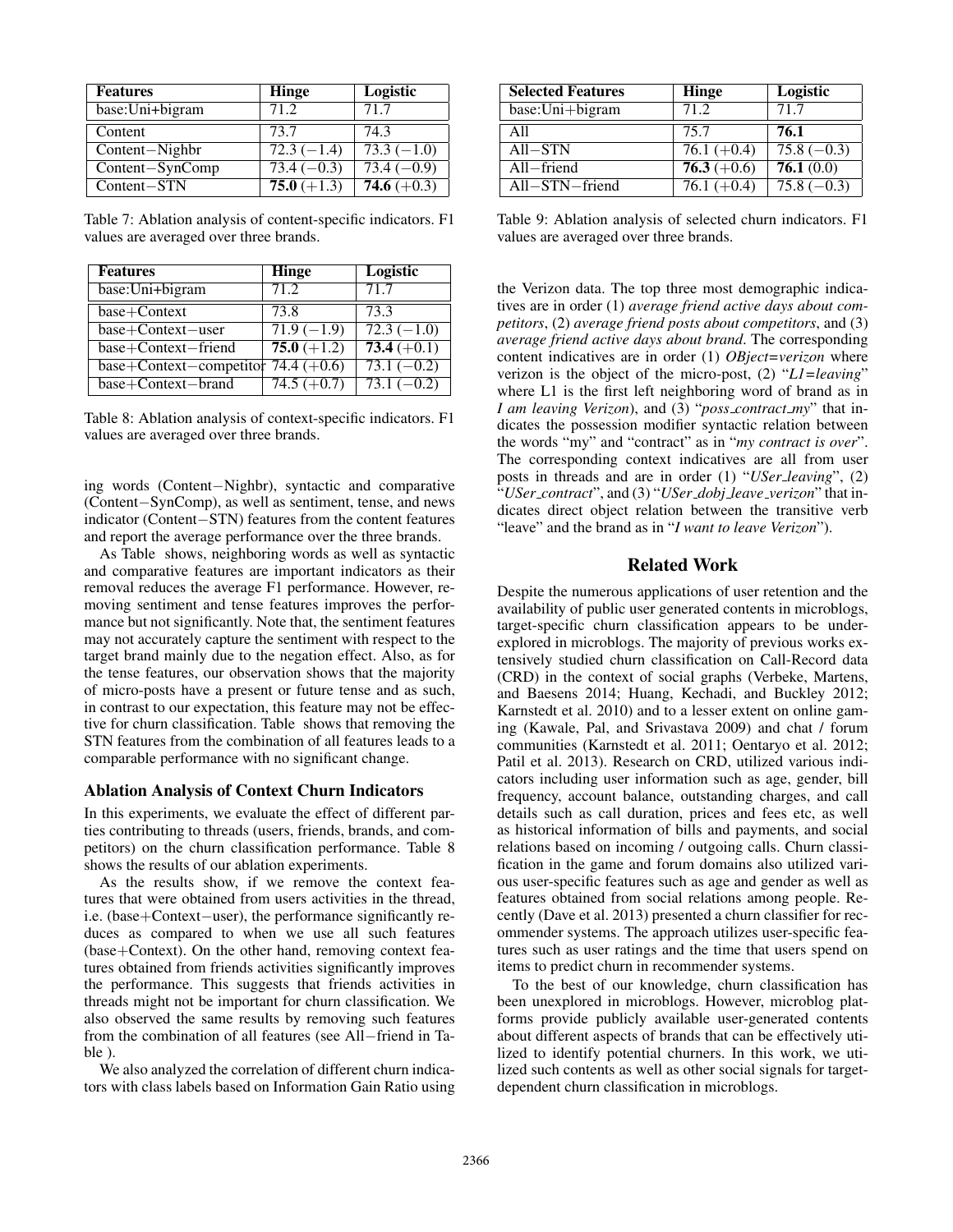| Features | Hinge | Logistic |
| --- | --- | --- |
| base:Uni+bigram | 71.2 | 71.7 |
| Content | 73.7 | 74.3 |
| Content−Nighbr | 72.3 (−1.4) | 73.3 (−1.0) |
| Content−SynComp | 73.4 (−0.3) | 73.4 (−0.9) |
| Content−STN | **75.0** (+1.3) | **74.6** (+0.3) |

Table 7: Ablation analysis of content-specific indicators. F1 values are averaged over three brands.

| Features | Hinge | Logistic |
| --- | --- | --- |
| base:Uni+bigram | 71.2 | 71.7 |
| base+Context | 73.8 | 73.3 |
| base+Context−user | 71.9 (−1.9) | 72.3 (−1.0) |
| base+Context−friend | **75.0** (+1.2) | **73.4** (+0.1) |
| base+Context−competitor | 74.4 (+0.6) | 73.1 (−0.2) |
| base+Context−brand | 74.5 (+0.7) | 73.1 (−0.2) |

Table 8: Ablation analysis of context-specific indicators. F1 values are averaged over three brands.

ing words (Content−Nighbr), syntactic and comparative (Content−SynComp), as well as sentiment, tense, and news indicator (Content−STN) features from the content features and report the average performance over the three brands.

As Table shows, neighboring words as well as syntactic and comparative features are important indicators as their removal reduces the average F1 performance. However, removing sentiment and tense features improves the performance but not significantly. Note that, the sentiment features may not accurately capture the sentiment with respect to the target brand mainly due to the negation effect. Also, as for the tense features, our observation shows that the majority of micro-posts have a present or future tense and as such, in contrast to our expectation, this feature may not be effective for churn classification. Table shows that removing the STN features from the combination of all features leads to a comparable performance with no significant change.

### Ablation Analysis of Context Churn Indicators

In this experiments, we evaluate the effect of different parties contributing to threads (users, friends, brands, and competitors) on the churn classification performance. Table 8 shows the results of our ablation experiments.

As the results show, if we remove the context features that were obtained from users activities in the thread, i.e. (base+Context−user), the performance significantly reduces as compared to when we use all such features (base+Context). On the other hand, removing context features obtained from friends activities significantly improves the performance. This suggests that friends activities in threads might not be important for churn classification. We also observed the same results by removing such features from the combination of all features (see All−friend in Table ).

We also analyzed the correlation of different churn indicators with class labels based on Information Gain Ratio using

| Selected Features | Hinge | Logistic |
| --- | --- | --- |
| base:Uni+bigram | 71.2 | 71.7 |
| All | 75.7 | **76.1** |
| All−STN | 76.1 (+0.4) | 75.8 (−0.3) |
| All−friend | **76.3** (+0.6) | **76.1** (0.0) |
| All−STN−friend | 76.1 (+0.4) | 75.8 (−0.3) |

Table 9: Ablation analysis of selected churn indicators. F1 values are averaged over three brands.

the Verizon data. The top three most demographic indicatives are in order (1) *average friend active days about competitors*, (2) *average friend posts about competitors*, and (3) *average friend active days about brand*. The corresponding content indicatives are in order (1) *OBject=verizon* where verizon is the object of the micro-post, (2) "*L1=leaving*" where L1 is the first left neighboring word of brand as in *I am leaving Verizon*), and (3) "*poss_contract_my*" that indicates the possession modifier syntactic relation between the words "my" and "contract" as in "*my contract is over*". The corresponding context indicatives are all from user posts in threads and are in order (1) "*USer_leaving*", (2) "*USer_contract*", and (3) "*USer_dobj_leave_verizon*" that indicates direct object relation between the transitive verb "leave" and the brand as in "*I want to leave Verizon*").

## Related Work

Despite the numerous applications of user retention and the availability of public user generated contents in microblogs, target-specific churn classification appears to be underexplored in microblogs. The majority of previous works extensively studied churn classification on Call-Record data (CRD) in the context of social graphs (Verbeke, Martens, and Baesens 2014; Huang, Kechadi, and Buckley 2012; Karnstedt et al. 2010) and to a lesser extent on online gaming (Kawale, Pal, and Srivastava 2009) and chat / forum communities (Karnstedt et al. 2011; Oentaryo et al. 2012; Patil et al. 2013). Research on CRD, utilized various indicators including user information such as age, gender, bill frequency, account balance, outstanding charges, and call details such as call duration, prices and fees etc, as well as historical information of bills and payments, and social relations based on incoming / outgoing calls. Churn classification in the game and forum domains also utilized various user-specific features such as age and gender as well as features obtained from social relations among people. Recently (Dave et al. 2013) presented a churn classifier for recommender systems. The approach utilizes user-specific features such as user ratings and the time that users spend on items to predict churn in recommender systems.

To the best of our knowledge, churn classification has been unexplored in microblogs. However, microblog platforms provide publicly available user-generated contents about different aspects of brands that can be effectively utilized to identify potential churners. In this work, we utilized such contents as well as other social signals for target-dependent churn classification in microblogs.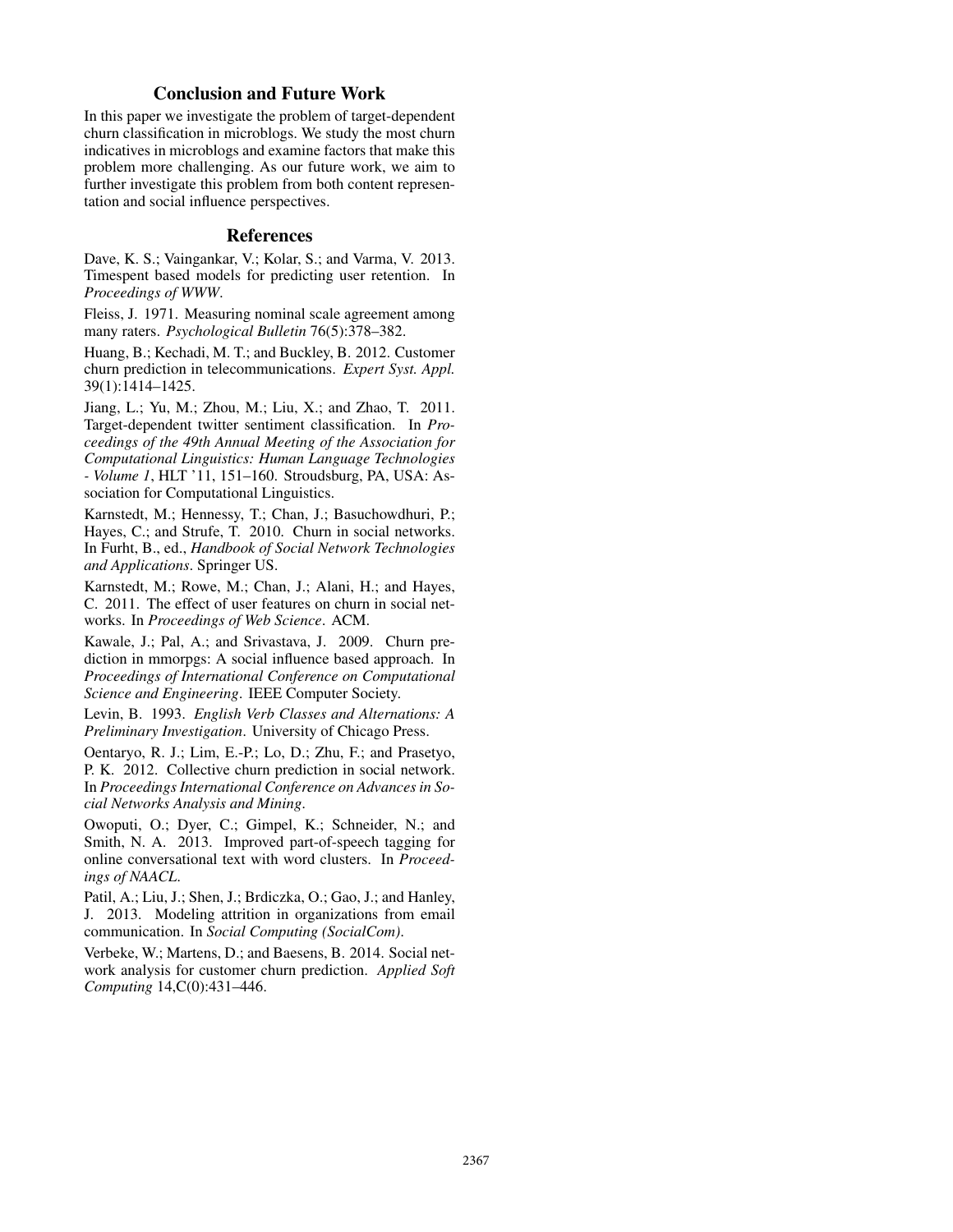## Conclusion and Future Work

In this paper we investigate the problem of target-dependent churn classification in microblogs. We study the most churn indicatives in microblogs and examine factors that make this problem more challenging. As our future work, we aim to further investigate this problem from both content representation and social influence perspectives.

## References

Dave, K. S.; Vaingankar, V.; Kolar, S.; and Varma, V. 2013. Timespent based models for predicting user retention. In *Proceedings of WWW*.

Fleiss, J. 1971. Measuring nominal scale agreement among many raters. *Psychological Bulletin* 76(5):378–382.

Huang, B.; Kechadi, M. T.; and Buckley, B. 2012. Customer churn prediction in telecommunications. *Expert Syst. Appl.* 39(1):1414–1425.

Jiang, L.; Yu, M.; Zhou, M.; Liu, X.; and Zhao, T. 2011. Target-dependent twitter sentiment classification. In *Proceedings of the 49th Annual Meeting of the Association for Computational Linguistics: Human Language Technologies - Volume 1*, HLT '11, 151–160. Stroudsburg, PA, USA: Association for Computational Linguistics.

Karnstedt, M.; Hennessy, T.; Chan, J.; Basuchowdhuri, P.; Hayes, C.; and Strufe, T. 2010. Churn in social networks. In Furht, B., ed., *Handbook of Social Network Technologies and Applications*. Springer US.

Karnstedt, M.; Rowe, M.; Chan, J.; Alani, H.; and Hayes, C. 2011. The effect of user features on churn in social networks. In *Proceedings of Web Science*. ACM.

Kawale, J.; Pal, A.; and Srivastava, J. 2009. Churn prediction in mmorpgs: A social influence based approach. In *Proceedings of International Conference on Computational Science and Engineering*. IEEE Computer Society.

Levin, B. 1993. *English Verb Classes and Alternations: A Preliminary Investigation*. University of Chicago Press.

Oentaryo, R. J.; Lim, E.-P.; Lo, D.; Zhu, F.; and Prasetyo, P. K. 2012. Collective churn prediction in social network. In *Proceedings International Conference on Advances in Social Networks Analysis and Mining*.

Owoputi, O.; Dyer, C.; Gimpel, K.; Schneider, N.; and Smith, N. A. 2013. Improved part-of-speech tagging for online conversational text with word clusters. In *Proceedings of NAACL*.

Patil, A.; Liu, J.; Shen, J.; Brdiczka, O.; Gao, J.; and Hanley, J. 2013. Modeling attrition in organizations from email communication. In *Social Computing (SocialCom)*.

Verbeke, W.; Martens, D.; and Baesens, B. 2014. Social network analysis for customer churn prediction. *Applied Soft Computing* 14,C(0):431–446.